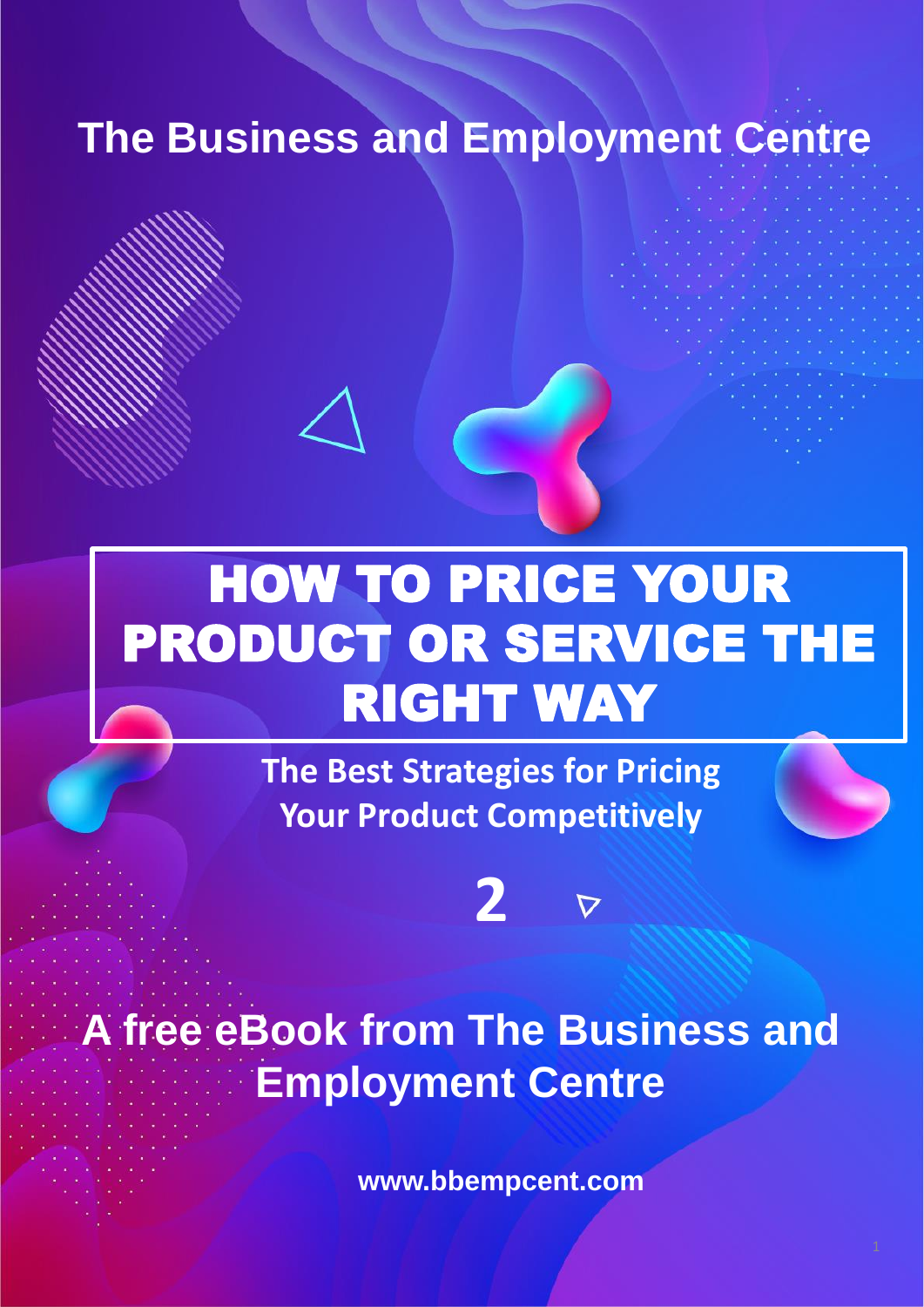The Business and Employment Centre

# HOW TO PRICE YOUR PRODUCT OR SERVICE THE RIGHT WAY

## The Best Strategies for Pricing Your Product Competitively

**2**

**A free eBook from The Business and Employment Centre**

www.bbempcent.com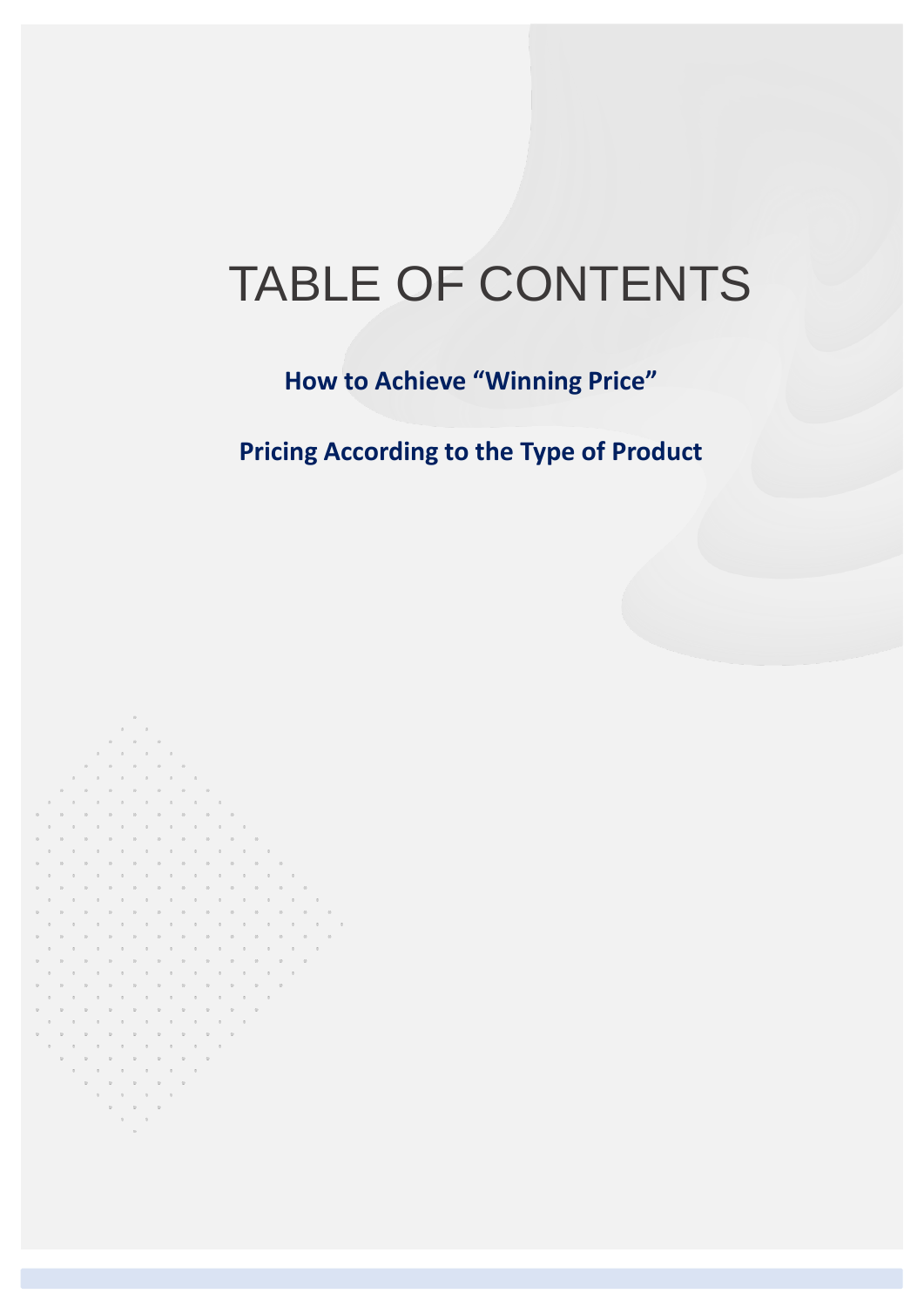# TABLE OF CONTENTS

**How to Achieve "Winning Price"**

**Pricing According to the Type of Product**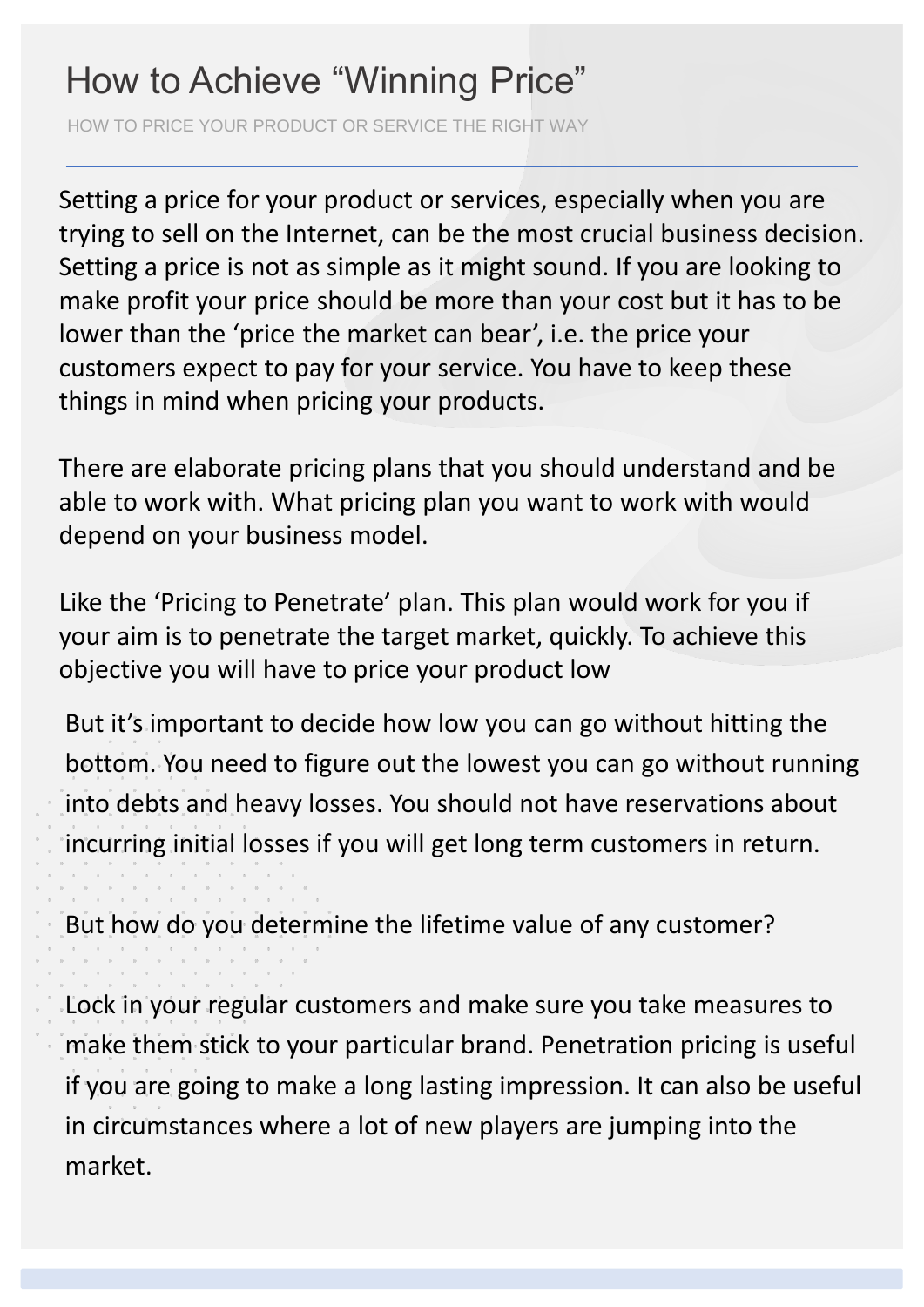# How to Achieve “Winning Price”

HOW TO PRICE YOUR PRODUCT OR SERVICE THE RIGHT WAY

---

Setting a price for your product or services, especially when you are trying to sell on the Internet, can be the most crucial business decision. Setting a price is not as simple as it might sound. If you are looking to make profit your price should be more than your cost but it has to be lower than the ‘price the market can bear’, i.e. the price your customers expect to pay for your service. You have to keep these things in mind when pricing your products.

There are elaborate pricing plans that you should understand and be able to work with. What pricing plan you want to work with would depend on your business model.

Like the ‘Pricing to Penetrate’ plan. This plan would work for you if your aim is to penetrate the target market, quickly. To achieve this objective you will have to price your product low

But it’s important to decide how low you can go without hitting the bottom. You need to figure out the lowest you can go without running into debts and heavy losses. You should not have reservations about incurring initial losses if you will get long term customers in return.

But how do you determine the lifetime value of any customer?

Lock in your regular customers and make sure you take measures to make them stick to your particular brand. Penetration pricing is useful if you are going to make a long lasting impression. It can also be useful in circumstances where a lot of new players are jumping into the market.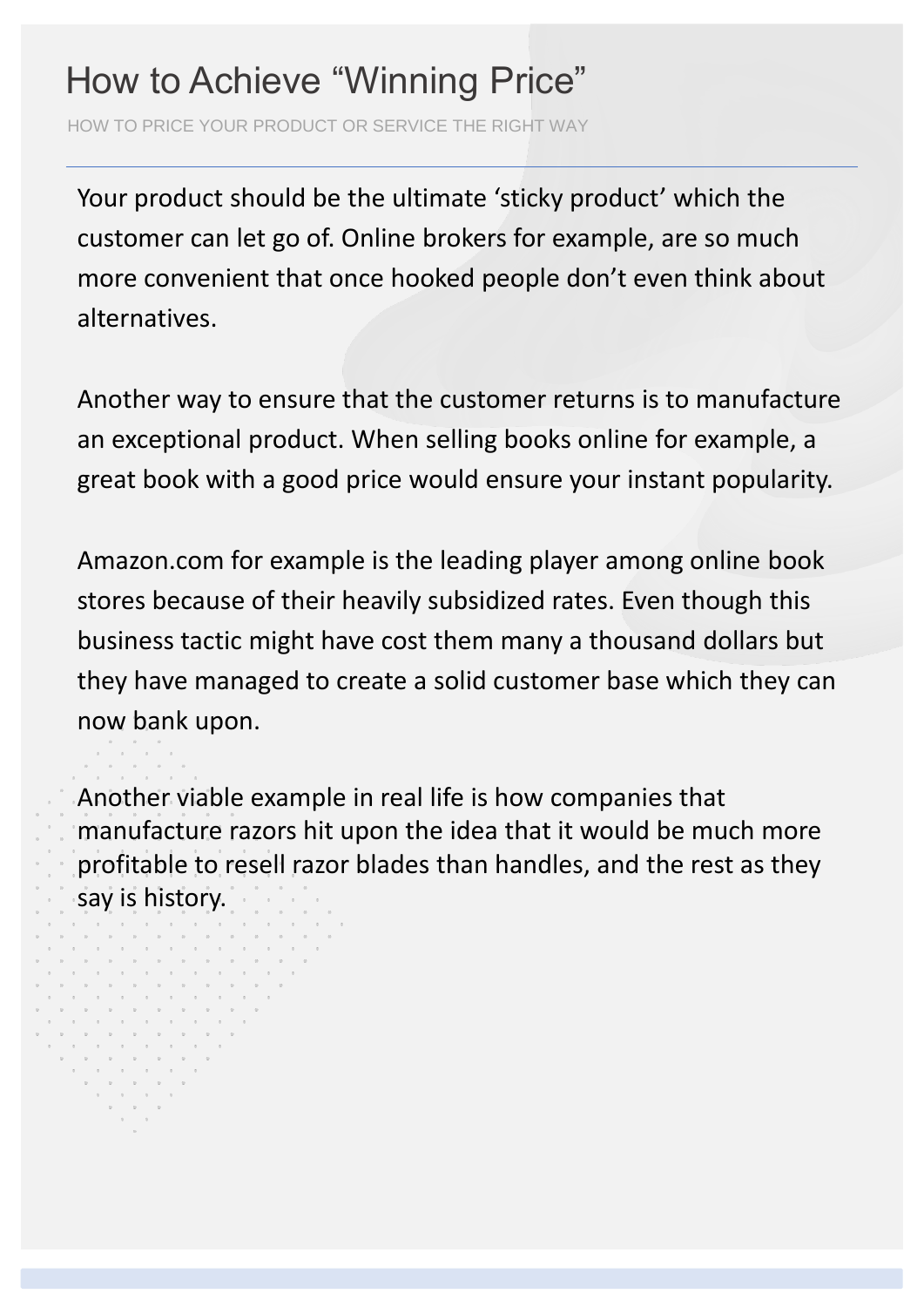# How to Achieve "Winning Price"

HOW TO PRICE YOUR PRODUCT OR SERVICE THE RIGHT WAY

Your product should be the ultimate 'sticky product' which the customer can let go of. Online brokers for example, are so much more convenient that once hooked people don't even think about alternatives.

Another way to ensure that the customer returns is to manufacture an exceptional product. When selling books online for example, a great book with a good price would ensure your instant popularity.

Amazon.com for example is the leading player among online book stores because of their heavily subsidized rates. Even though this business tactic might have cost them many a thousand dollars but they have managed to create a solid customer base which they can now bank upon.

Another viable example in real life is how companies that manufacture razors hit upon the idea that it would be much more profitable to resell razor blades than handles, and the rest as they say is history.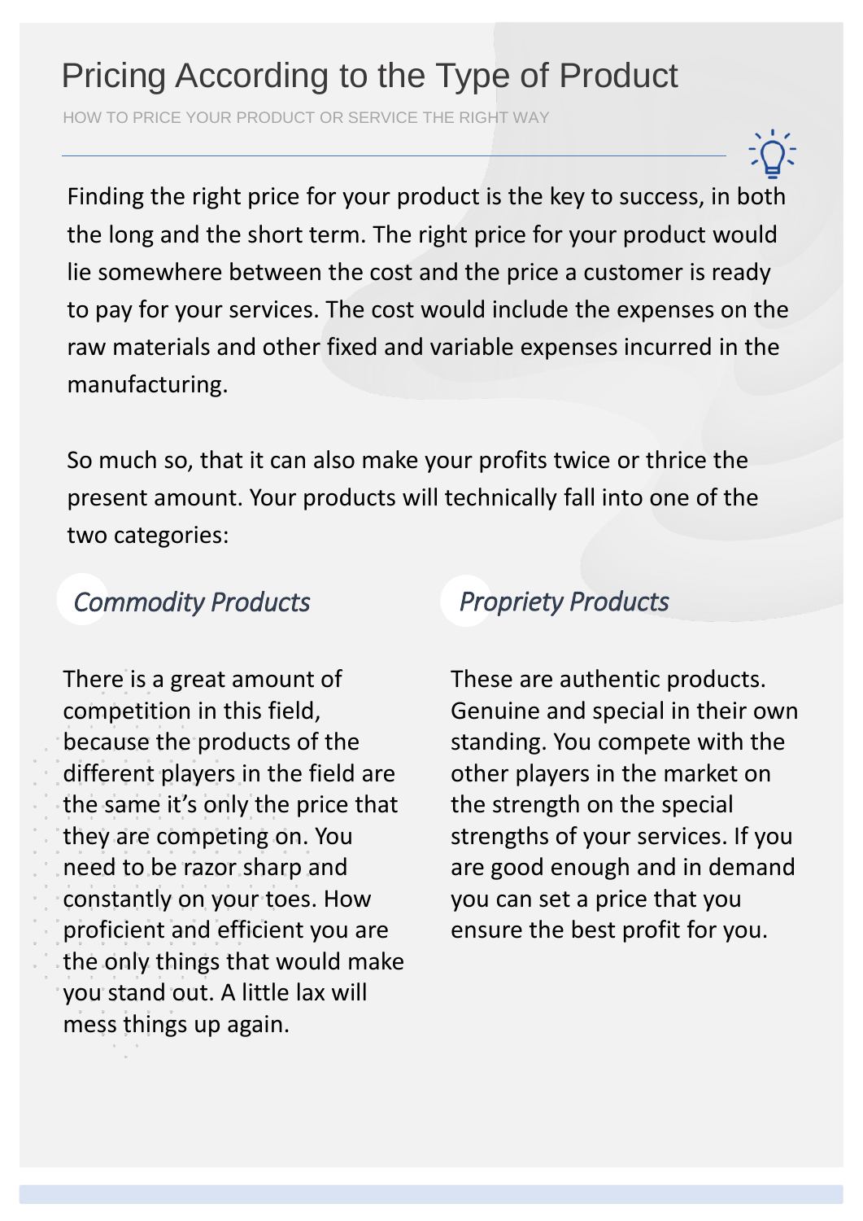# Pricing According to the Type of Product

HOW TO PRICE YOUR PRODUCT OR SERVICE THE RIGHT WAY

Finding the right price for your product is the key to success, in both the long and the short term. The right price for your product would lie somewhere between the cost and the price a customer is ready to pay for your services. The cost would include the expenses on the raw materials and other fixed and variable expenses incurred in the manufacturing.

So much so, that it can also make your profits twice or thrice the present amount. Your products will technically fall into one of the two categories:

## *Commodity Products*

There is a great amount of competition in this field, because the products of the different players in the field are the same it's only the price that they are competing on. You need to be razor sharp and constantly on your toes. How proficient and efficient you are the only things that would make you stand out. A little lax will mess things up again.

## *Propriety Products*

These are authentic products. Genuine and special in their own standing. You compete with the other players in the market on the strength on the special strengths of your services. If you are good enough and in demand you can set a price that you ensure the best profit for you.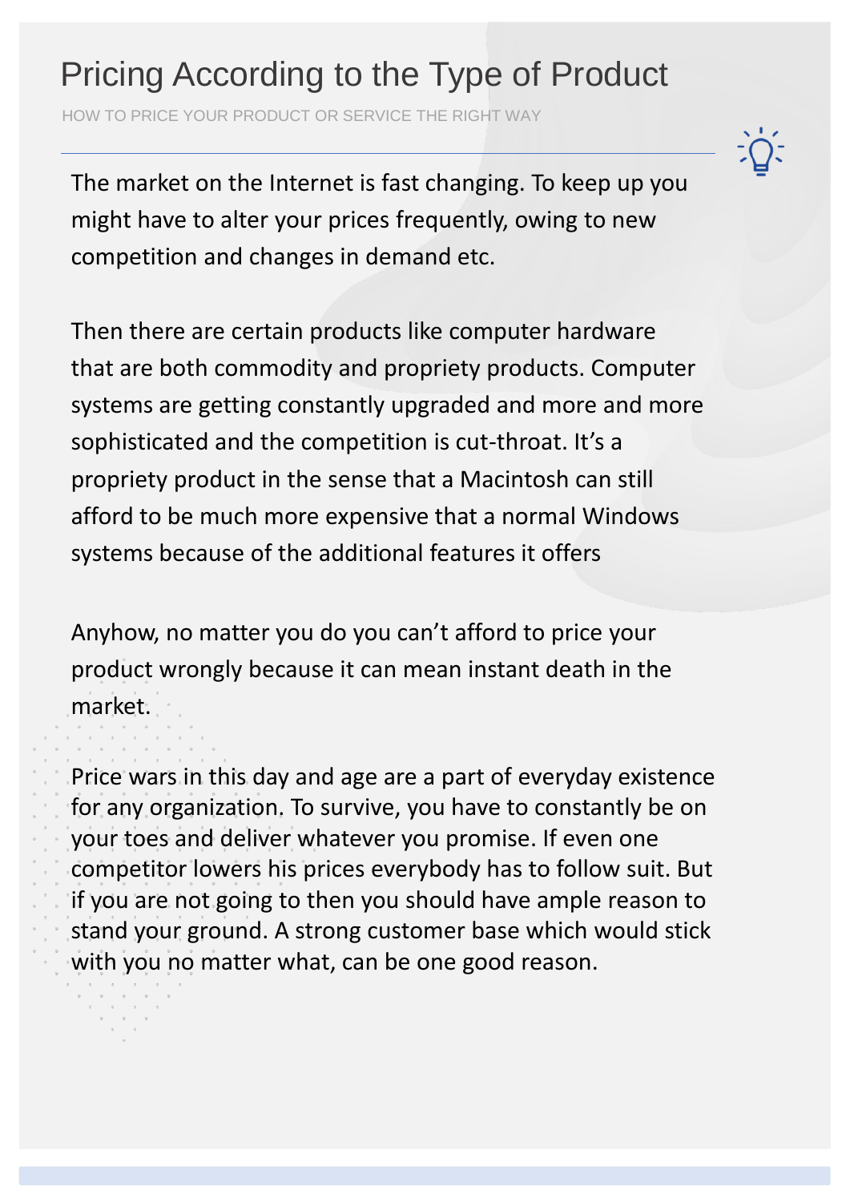# Pricing According to the Type of Product

HOW TO PRICE YOUR PRODUCT OR SERVICE THE RIGHT WAY

The market on the Internet is fast changing. To keep up you might have to alter your prices frequently, owing to new competition and changes in demand etc.

Then there are certain products like computer hardware that are both commodity and propriety products. Computer systems are getting constantly upgraded and more and more sophisticated and the competition is cut-throat. It's a propriety product in the sense that a Macintosh can still afford to be much more expensive that a normal Windows systems because of the additional features it offers

Anyhow, no matter you do you can't afford to price your product wrongly because it can mean instant death in the market.

Price wars in this day and age are a part of everyday existence for any organization. To survive, you have to constantly be on your toes and deliver whatever you promise. If even one competitor lowers his prices everybody has to follow suit. But if you are not going to then you should have ample reason to stand your ground. A strong customer base which would stick with you no matter what, can be one good reason.